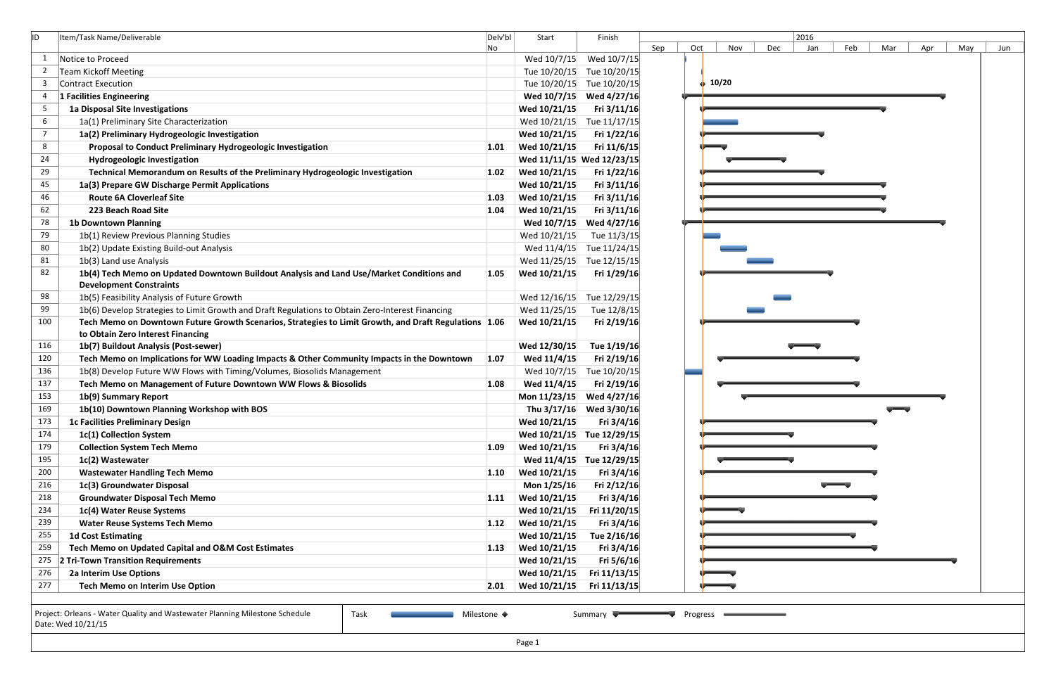| ID | Item/Task Name/Deliverable | Delv'bl No | Start | Finish |
|---|---|---|---|---|
| 1 | Notice to Proceed | | Wed 10/7/15 | Wed 10/7/15 |
| 2 | Team Kickoff Meeting | | Tue 10/20/15 | Tue 10/20/15 |
| 3 | Contract Execution | | Tue 10/20/15 | Tue 10/20/15 |
| 4 | **1 Facilities Engineering** | | **Wed 10/7/15** | **Wed 4/27/16** |
| 5 | **1a Disposal Site Investigations** | | **Wed 10/21/15** | **Fri 3/11/16** |
| 6 | 1a(1) Preliminary Site Characterization | | Wed 10/21/15 | Tue 11/17/15 |
| 7 | **1a(2) Preliminary Hydrogeologic Investigation** | | **Wed 10/21/15** | **Fri 1/22/16** |
| 8 | **Proposal to Conduct Preliminary Hydrogeologic Investigation** | **1.01** | **Wed 10/21/15** | **Fri 11/6/15** |
| 24 | **Hydrogeologic Investigation** | | **Wed 11/11/15** | **Wed 12/23/15** |
| 29 | **Technical Memorandum on Results of the Preliminary Hydrogeologic Investigation** | **1.02** | **Wed 10/21/15** | **Fri 1/22/16** |
| 45 | **1a(3) Prepare GW Discharge Permit Applications** | | **Wed 10/21/15** | **Fri 3/11/16** |
| 46 | **Route 6A Cloverleaf Site** | **1.03** | **Wed 10/21/15** | **Fri 3/11/16** |
| 62 | **223 Beach Road Site** | **1.04** | **Wed 10/21/15** | **Fri 3/11/16** |
| 78 | **1b Downtown Planning** | | **Wed 10/7/15** | **Wed 4/27/16** |
| 79 | 1b(1) Review Previous Planning Studies | | Wed 10/21/15 | Tue 11/3/15 |
| 80 | 1b(2) Update Existing Build-out Analysis | | Wed 11/4/15 | Tue 11/24/15 |
| 81 | 1b(3) Land use Analysis | | Wed 11/25/15 | Tue 12/15/15 |
| 82 | **1b(4) Tech Memo on Updated Downtown Buildout Analysis and Land Use/Market Conditions and Development Constraints** | **1.05** | **Wed 10/21/15** | **Fri 1/29/16** |
| 98 | 1b(5) Feasibility Analysis of Future Growth | | Wed 12/16/15 | Tue 12/29/15 |
| 99 | 1b(6) Develop Strategies to Limit Growth and Draft Regulations to Obtain Zero-Interest Financing | | Wed 11/25/15 | Tue 12/8/15 |
| 100 | **Tech Memo on Downtown Future Growth Scenarios, Strategies to Limit Growth, and Draft Regulations to Obtain Zero Interest Financing** | **1.06** | **Wed 10/21/15** | **Fri 2/19/16** |
| 116 | **1b(7) Buildout Analysis (Post-sewer)** | | **Wed 12/30/15** | **Tue 1/19/16** |
| 120 | **Tech Memo on Implications for WW Loading Impacts & Other Community Impacts in the Downtown** | **1.07** | **Wed 11/4/15** | **Fri 2/19/16** |
| 136 | 1b(8) Develop Future WW Flows with Timing/Volumes, Biosolids Management | | Wed 10/7/15 | Tue 10/20/15 |
| 137 | **Tech Memo on Management of Future Downtown WW Flows & Biosolids** | **1.08** | **Wed 11/4/15** | **Fri 2/19/16** |
| 153 | **1b(9) Summary Report** | | **Mon 11/23/15** | **Wed 4/27/16** |
| 169 | **1b(10) Downtown Planning Workshop with BOS** | | **Thu 3/17/16** | **Wed 3/30/16** |
| 173 | **1c Facilities Preliminary Design** | | **Wed 10/21/15** | **Fri 3/4/16** |
| 174 | **1c(1) Collection System** | | **Wed 10/21/15** | **Tue 12/29/15** |
| 179 | **Collection System Tech Memo** | **1.09** | **Wed 10/21/15** | **Fri 3/4/16** |
| 195 | **1c(2) Wastewater** | | **Wed 11/4/15** | **Tue 12/29/15** |
| 200 | **Wastewater Handling Tech Memo** | **1.10** | **Wed 10/21/15** | **Fri 3/4/16** |
| 216 | **1c(3) Groundwater Disposal** | | **Mon 1/25/16** | **Fri 2/12/16** |
| 218 | **Groundwater Disposal Tech Memo** | **1.11** | **Wed 10/21/15** | **Fri 3/4/16** |
| 234 | **1c(4) Water Reuse Systems** | | **Wed 10/21/15** | **Fri 11/20/15** |
| 239 | **Water Reuse Systems Tech Memo** | **1.12** | **Wed 10/21/15** | **Fri 3/4/16** |
| 255 | **1d Cost Estimating** | | **Wed 10/21/15** | **Tue 2/16/16** |
| 259 | **Tech Memo on Updated Capital and O&M Cost Estimates** | **1.13** | **Wed 10/21/15** | **Fri 3/4/16** |
| 275 | **2 Tri-Town Transition Requirements** | | **Wed 10/21/15** | **Fri 5/6/16** |
| 276 | **2a Interim Use Options** | | **Wed 10/21/15** | **Fri 11/13/15** |
| 277 | **Tech Memo on Interim Use Option** | **2.01** | **Wed 10/21/15** | **Fri 11/13/15** |

Project: Orleans - Water Quality and Wastewater Planning Milestone Schedule
Date: Wed 10/21/15

Task | Milestone ◆ | Summary | Progress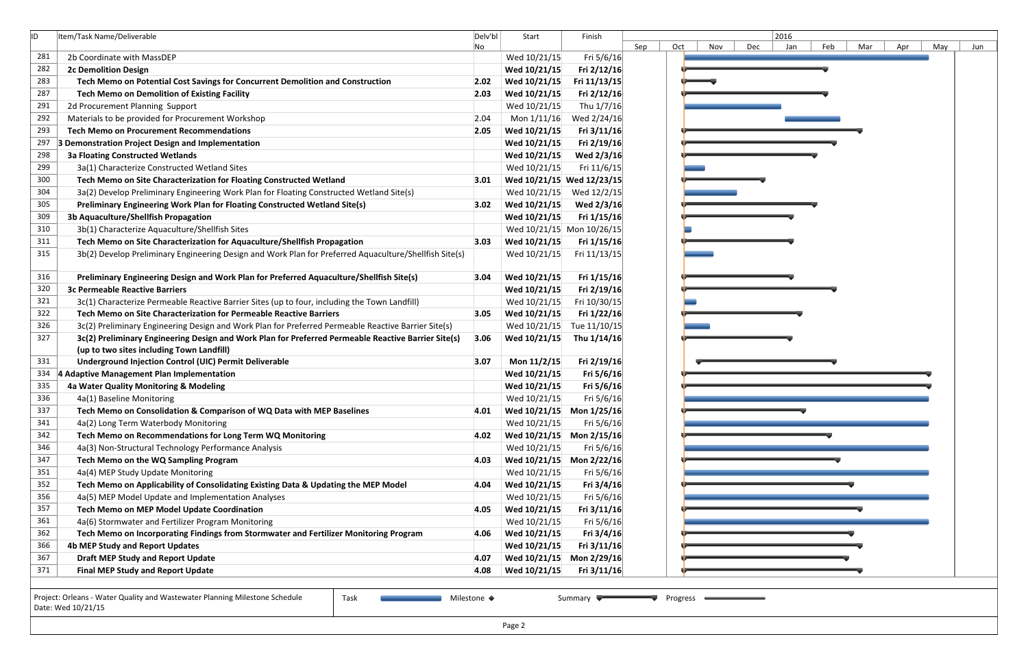| ID | Item/Task Name/Deliverable | Delv'bl No | Start | Finish |
|---|---|---|---|---|
| 281 | 2b Coordinate with MassDEP | | Wed 10/21/15 | Fri 5/6/16 |
| 282 | **2c Demolition Design** | | **Wed 10/21/15** | **Fri 2/12/16** |
| 283 | **Tech Memo on Potential Cost Savings for Concurrent Demolition and Construction** | **2.02** | **Wed 10/21/15** | **Fri 11/13/15** |
| 287 | **Tech Memo on Demolition of Existing Facility** | **2.03** | **Wed 10/21/15** | **Fri 2/12/16** |
| 291 | 2d Procurement Planning Support | | Wed 10/21/15 | Thu 1/7/16 |
| 292 | Materials to be provided for Procurement Workshop | 2.04 | Mon 1/11/16 | Wed 2/24/16 |
| 293 | **Tech Memo on Procurement Recommendations** | **2.05** | **Wed 10/21/15** | **Fri 3/11/16** |
| 297 | **3 Demonstration Project Design and Implementation** | | **Wed 10/21/15** | **Fri 2/19/16** |
| 298 | **3a Floating Constructed Wetlands** | | **Wed 10/21/15** | **Wed 2/3/16** |
| 299 | 3a(1) Characterize Constructed Wetland Sites | | Wed 10/21/15 | Fri 11/6/15 |
| 300 | **Tech Memo on Site Characterization for Floating Constructed Wetland** | **3.01** | **Wed 10/21/15** | **Wed 12/23/15** |
| 304 | 3a(2) Develop Preliminary Engineering Work Plan for Floating Constructed Wetland Site(s) | | Wed 10/21/15 | Wed 12/2/15 |
| 305 | **Preliminary Engineering Work Plan for Floating Constructed Wetland Site(s)** | **3.02** | **Wed 10/21/15** | **Wed 2/3/16** |
| 309 | **3b Aquaculture/Shellfish Propagation** | | **Wed 10/21/15** | **Fri 1/15/16** |
| 310 | 3b(1) Characterize Aquaculture/Shellfish Sites | | Wed 10/21/15 | Mon 10/26/15 |
| 311 | **Tech Memo on Site Characterization for Aquaculture/Shellfish Propagation** | **3.03** | **Wed 10/21/15** | **Fri 1/15/16** |
| 315 | 3b(2) Develop Preliminary Engineering Design and Work Plan for Preferred Aquaculture/Shellfish Site(s) | | Wed 10/21/15 | Fri 11/13/15 |
| 316 | **Preliminary Engineering Design and Work Plan for Preferred Aquaculture/Shellfish Site(s)** | **3.04** | **Wed 10/21/15** | **Fri 1/15/16** |
| 320 | **3c Permeable Reactive Barriers** | | **Wed 10/21/15** | **Fri 2/19/16** |
| 321 | 3c(1) Characterize Permeable Reactive Barrier Sites (up to four, including the Town Landfill) | | Wed 10/21/15 | Fri 10/30/15 |
| 322 | **Tech Memo on Site Characterization for Permeable Reactive Barriers** | **3.05** | **Wed 10/21/15** | **Fri 1/22/16** |
| 326 | 3c(2) Preliminary Engineering Design and Work Plan for Preferred Permeable Reactive Barrier Site(s) | | Wed 10/21/15 | Tue 11/10/15 |
| 327 | **3c(2) Preliminary Engineering Design and Work Plan for Preferred Permeable Reactive Barrier Site(s) (up to two sites including Town Landfill)** | **3.06** | **Wed 10/21/15** | **Thu 1/14/16** |
| 331 | **Underground Injection Control (UIC) Permit Deliverable** | **3.07** | **Mon 11/2/15** | **Fri 2/19/16** |
| 334 | **4 Adaptive Management Plan Implementation** | | **Wed 10/21/15** | **Fri 5/6/16** |
| 335 | **4a Water Quality Monitoring & Modeling** | | **Wed 10/21/15** | **Fri 5/6/16** |
| 336 | 4a(1) Baseline Monitoring | | Wed 10/21/15 | Fri 5/6/16 |
| 337 | **Tech Memo on Consolidation & Comparison of WQ Data with MEP Baselines** | **4.01** | **Wed 10/21/15** | **Mon 1/25/16** |
| 341 | 4a(2) Long Term Waterbody Monitoring | | Wed 10/21/15 | Fri 5/6/16 |
| 342 | **Tech Memo on Recommendations for Long Term WQ Monitoring** | **4.02** | **Wed 10/21/15** | **Mon 2/15/16** |
| 346 | 4a(3) Non-Structural Technology Performance Analysis | | Wed 10/21/15 | Fri 5/6/16 |
| 347 | **Tech Memo on the WQ Sampling Program** | **4.03** | **Wed 10/21/15** | **Mon 2/22/16** |
| 351 | 4a(4) MEP Study Update Monitoring | | Wed 10/21/15 | Fri 5/6/16 |
| 352 | **Tech Memo on Applicability of Consolidating Existing Data & Updating the MEP Model** | **4.04** | **Wed 10/21/15** | **Fri 3/4/16** |
| 356 | 4a(5) MEP Model Update and Implementation Analyses | | Wed 10/21/15 | Fri 5/6/16 |
| 357 | **Tech Memo on MEP Model Update Coordination** | **4.05** | **Wed 10/21/15** | **Fri 3/11/16** |
| 361 | 4a(6) Stormwater and Fertilizer Program Monitoring | | Wed 10/21/15 | Fri 5/6/16 |
| 362 | **Tech Memo on Incorporating Findings from Stormwater and Fertilizer Monitoring Program** | **4.06** | **Wed 10/21/15** | **Fri 3/4/16** |
| 366 | **4b MEP Study and Report Updates** | | **Wed 10/21/15** | **Fri 3/11/16** |
| 367 | **Draft MEP Study and Report Update** | **4.07** | **Wed 10/21/15** | **Mon 2/29/16** |
| 371 | **Final MEP Study and Report Update** | **4.08** | **Wed 10/21/15** | **Fri 3/11/16** |

Project: Orleans - Water Quality and Wastewater Planning Milestone Schedule
Date: Wed 10/21/15

Legend: Task, Milestone ◆, Summary, Progress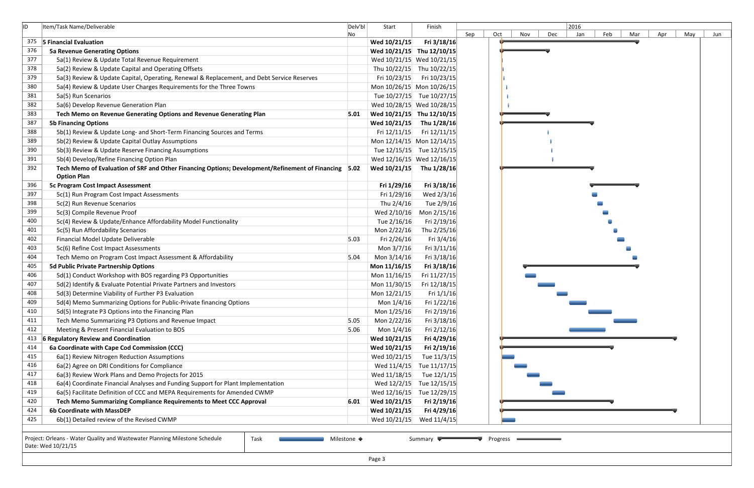| ID | Item/Task Name/Deliverable | Delv'bl No | Start | Finish |
|---|---|---|---|---|
| 375 | **5 Financial Evaluation** | | **Wed 10/21/15** | **Fri 3/18/16** |
| 376 | **5a Revenue Generating Options** | | **Wed 10/21/15** | **Thu 12/10/15** |
| 377 | 5a(1) Review & Update Total Revenue Requirement | | Wed 10/21/15 | Wed 10/21/15 |
| 378 | 5a(2) Review & Update Capital and Operating Offsets | | Thu 10/22/15 | Thu 10/22/15 |
| 379 | 5a(3) Review & Update Capital, Operating, Renewal & Replacement, and Debt Service Reserves | | Fri 10/23/15 | Fri 10/23/15 |
| 380 | 5a(4) Review & Update User Charges Requirements for the Three Towns | | Mon 10/26/15 | Mon 10/26/15 |
| 381 | 5a(5) Run Scenarios | | Tue 10/27/15 | Tue 10/27/15 |
| 382 | 5a(6) Develop Revenue Generation Plan | | Wed 10/28/15 | Wed 10/28/15 |
| 383 | **Tech Memo on Revenue Generating Options and Revenue Generating Plan** | **5.01** | **Wed 10/21/15** | **Thu 12/10/15** |
| 387 | **5b Financing Options** | | **Wed 10/21/15** | **Thu 1/28/16** |
| 388 | 5b(1) Review & Update Long- and Short-Term Financing Sources and Terms | | Fri 12/11/15 | Fri 12/11/15 |
| 389 | 5b(2) Review & Update Capital Outlay Assumptions | | Mon 12/14/15 | Mon 12/14/15 |
| 390 | 5b(3) Review & Update Reserve Financing Assumptions | | Tue 12/15/15 | Tue 12/15/15 |
| 391 | 5b(4) Develop/Refine Financing Option Plan | | Wed 12/16/15 | Wed 12/16/15 |
| 392 | **Tech Memo of Evaluation of SRF and Other Financing Options; Development/Refinement of Financing Option Plan** | **5.02** | **Wed 10/21/15** | **Thu 1/28/16** |
| 396 | **5c Program Cost Impact Assessment** | | **Fri 1/29/16** | **Fri 3/18/16** |
| 397 | 5c(1) Run Program Cost Impact Assessments | | Fri 1/29/16 | Wed 2/3/16 |
| 398 | 5c(2) Run Revenue Scenarios | | Thu 2/4/16 | Tue 2/9/16 |
| 399 | 5c(3) Compile Revenue Proof | | Wed 2/10/16 | Mon 2/15/16 |
| 400 | 5c(4) Review & Update/Enhance Affordability Model Functionality | | Tue 2/16/16 | Fri 2/19/16 |
| 401 | 5c(5) Run Affordability Scenarios | | Mon 2/22/16 | Thu 2/25/16 |
| 402 | Financial Model Update Deliverable | 5.03 | Fri 2/26/16 | Fri 3/4/16 |
| 403 | 5c(6) Refine Cost Impact Assessments | | Mon 3/7/16 | Fri 3/11/16 |
| 404 | Tech Memo on Program Cost Impact Assessment & Affordability | 5.04 | Mon 3/14/16 | Fri 3/18/16 |
| 405 | **5d Public Private Partnership Options** | | **Mon 11/16/15** | **Fri 3/18/16** |
| 406 | 5d(1) Conduct Workshop with BOS regarding P3 Opportunities | | Mon 11/16/15 | Fri 11/27/15 |
| 407 | 5d(2) Identify & Evaluate Potential Private Partners and Investors | | Mon 11/30/15 | Fri 12/18/15 |
| 408 | 5d(3) Determine Viability of Further P3 Evaluation | | Mon 12/21/15 | Fri 1/1/16 |
| 409 | 5d(4) Memo Summarizing Options for Public-Private financing Options | | Mon 1/4/16 | Fri 1/22/16 |
| 410 | 5d(5) Integrate P3 Options into the Financing Plan | | Mon 1/25/16 | Fri 2/19/16 |
| 411 | Tech Memo Summarizing P3 Options and Revenue Impact | 5.05 | Mon 2/22/16 | Fri 3/18/16 |
| 412 | Meeting & Present Financial Evaluation to BOS | 5.06 | Mon 1/4/16 | Fri 2/12/16 |
| 413 | **6 Regulatory Review and Coordination** | | **Wed 10/21/15** | **Fri 4/29/16** |
| 414 | **6a Coordinate with Cape Cod Commission (CCC)** | | **Wed 10/21/15** | **Fri 2/19/16** |
| 415 | 6a(1) Review Nitrogen Reduction Assumptions | | Wed 10/21/15 | Tue 11/3/15 |
| 416 | 6a(2) Agree on DRI Conditions for Compliance | | Wed 11/4/15 | Tue 11/17/15 |
| 417 | 6a(3) Review Work Plans and Demo Projects for 2015 | | Wed 11/18/15 | Tue 12/1/15 |
| 418 | 6a(4) Coordinate Financial Analyses and Funding Support for Plant Implementation | | Wed 12/2/15 | Tue 12/15/15 |
| 419 | 6a(5) Facilitate Definition of CCC and MEPA Requirements for Amended CWMP | | Wed 12/16/15 | Tue 12/29/15 |
| 420 | **Tech Memo Summarizing Compliance Requirements to Meet CCC Approval** | **6.01** | **Wed 10/21/15** | **Fri 2/19/16** |
| 424 | **6b Coordinate with MassDEP** | | **Wed 10/21/15** | **Fri 4/29/16** |
| 425 | 6b(1) Detailed review of the Revised CWMP | | Wed 10/21/15 | Wed 11/4/15 |

Project: Orleans - Water Quality and Wastewater Planning Milestone Schedule
Date: Wed 10/21/15

Legend: Task | Milestone ◆ | Summary | Progress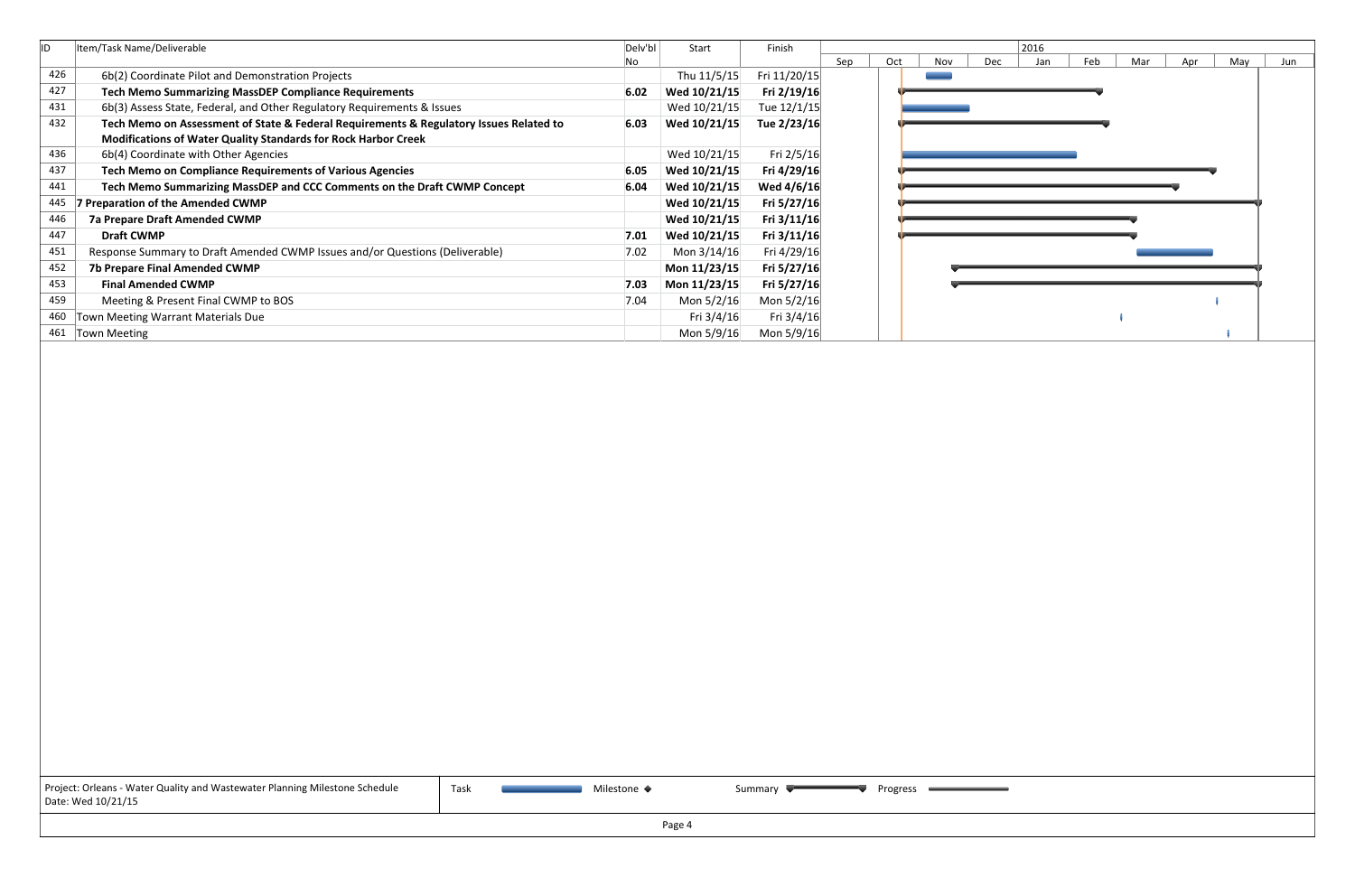| ID | Item/Task Name/Deliverable | Delv'bl No | Start | Finish |
|---|---|---|---|---|
| 426 | 6b(2) Coordinate Pilot and Demonstration Projects | | Thu 11/5/15 | Fri 11/20/15 |
| 427 | **Tech Memo Summarizing MassDEP Compliance Requirements** | **6.02** | **Wed 10/21/15** | **Fri 2/19/16** |
| 431 | 6b(3) Assess State, Federal, and Other Regulatory Requirements & Issues | | Wed 10/21/15 | Tue 12/1/15 |
| 432 | **Tech Memo on Assessment of State & Federal Requirements & Regulatory Issues Related to Modifications of Water Quality Standards for Rock Harbor Creek** | **6.03** | **Wed 10/21/15** | **Tue 2/23/16** |
| 436 | 6b(4) Coordinate with Other Agencies | | Wed 10/21/15 | Fri 2/5/16 |
| 437 | **Tech Memo on Compliance Requirements of Various Agencies** | **6.05** | **Wed 10/21/15** | **Fri 4/29/16** |
| 441 | **Tech Memo Summarizing MassDEP and CCC Comments on the Draft CWMP Concept** | **6.04** | **Wed 10/21/15** | **Wed 4/6/16** |
| 445 | **7 Preparation of the Amended CWMP** | | **Wed 10/21/15** | **Fri 5/27/16** |
| 446 | **7a Prepare Draft Amended CWMP** | | **Wed 10/21/15** | **Fri 3/11/16** |
| 447 | **Draft CWMP** | **7.01** | **Wed 10/21/15** | **Fri 3/11/16** |
| 451 | Response Summary to Draft Amended CWMP Issues and/or Questions (Deliverable) | 7.02 | Mon 3/14/16 | Fri 4/29/16 |
| 452 | **7b Prepare Final Amended CWMP** | | **Mon 11/23/15** | **Fri 5/27/16** |
| 453 | **Final Amended CWMP** | **7.03** | **Mon 11/23/15** | **Fri 5/27/16** |
| 459 | Meeting & Present Final CWMP to BOS | 7.04 | Mon 5/2/16 | Mon 5/2/16 |
| 460 | Town Meeting Warrant Materials Due | | Fri 3/4/16 | Fri 3/4/16 |
| 461 | Town Meeting | | Mon 5/9/16 | Mon 5/9/16 |

Sep Oct Nov Dec 2016 Jan Feb Mar Apr May Jun

Project: Orleans - Water Quality and Wastewater Planning Milestone Schedule
Date: Wed 10/21/15

Task | Milestone ◆ | Summary | Progress